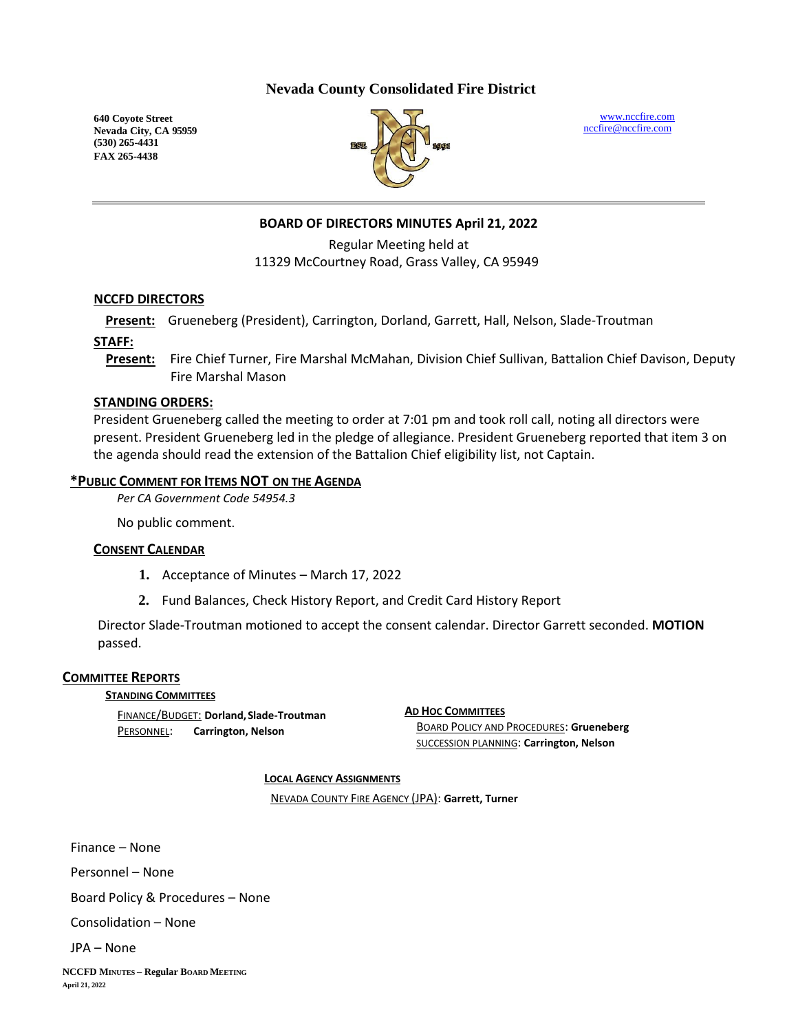# Nevada County Consolidated Fire District

**640 Coyote Street**
**Nevada City, CA 95959**
**(530) 265-4431**
**FAX 265-4438**

www.nccfire.com
nccfire@nccfire.com

---

## BOARD OF DIRECTORS MINUTES April 21, 2022

Regular Meeting held at
11329 McCourtney Road, Grass Valley, CA 95949

### NCCFD DIRECTORS

**Present:** Grueneberg (President), Carrington, Dorland, Garrett, Hall, Nelson, Slade-Troutman

### STAFF:

**Present:** Fire Chief Turner, Fire Marshal McMahan, Division Chief Sullivan, Battalion Chief Davison, Deputy Fire Marshal Mason

### STANDING ORDERS:

President Grueneberg called the meeting to order at 7:01 pm and took roll call, noting all directors were present. President Grueneberg led in the pledge of allegiance. President Grueneberg reported that item 3 on the agenda should read the extension of the Battalion Chief eligibility list, not Captain.

### *PUBLIC COMMENT FOR ITEMS NOT ON THE AGENDA

*Per CA Government Code 54954.3*

No public comment.

### CONSENT CALENDAR

1. Acceptance of Minutes – March 17, 2022
2. Fund Balances, Check History Report, and Credit Card History Report

Director Slade-Troutman motioned to accept the consent calendar. Director Garrett seconded. **MOTION** passed.

### COMMITTEE REPORTS

**STANDING COMMITTEES**

FINANCE/BUDGET: **Dorland, Slade-Troutman**
PERSONNEL: **Carrington, Nelson**

**AD HOC COMMITTEES**

BOARD POLICY AND PROCEDURES: **Grueneberg**
SUCCESSION PLANNING: **Carrington, Nelson**

**LOCAL AGENCY ASSIGNMENTS**

NEVADA COUNTY FIRE AGENCY (JPA): **Garrett, Turner**

Finance – None

Personnel – None

Board Policy & Procedures – None

Consolidation – None

JPA – None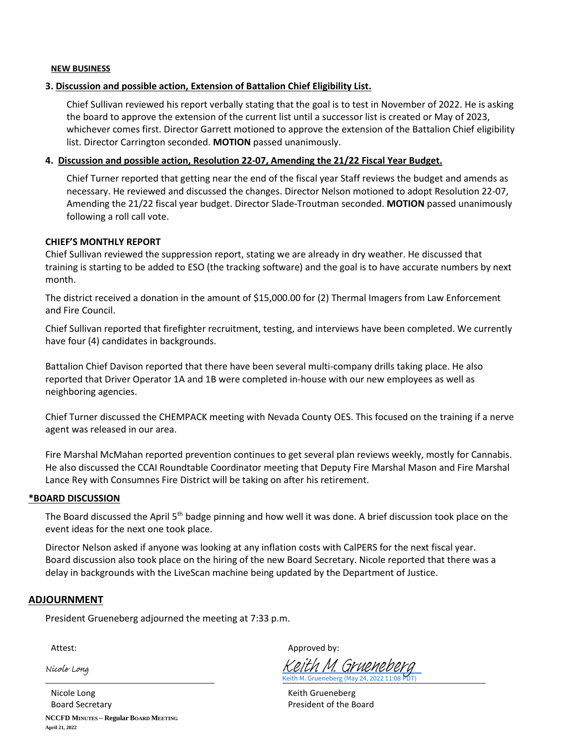**NEW BUSINESS**

**3. Discussion and possible action, Extension of Battalion Chief Eligibility List.**

Chief Sullivan reviewed his report verbally stating that the goal is to test in November of 2022. He is asking the board to approve the extension of the current list until a successor list is created or May of 2023, whichever comes first. Director Garrett motioned to approve the extension of the Battalion Chief eligibility list. Director Carrington seconded. **MOTION** passed unanimously.

**4. Discussion and possible action, Resolution 22-07, Amending the 21/22 Fiscal Year Budget.**

Chief Turner reported that getting near the end of the fiscal year Staff reviews the budget and amends as necessary. He reviewed and discussed the changes. Director Nelson motioned to adopt Resolution 22-07, Amending the 21/22 fiscal year budget. Director Slade-Troutman seconded. **MOTION** passed unanimously following a roll call vote.

**CHIEF'S MONTHLY REPORT**

Chief Sullivan reviewed the suppression report, stating we are already in dry weather. He discussed that training is starting to be added to ESO (the tracking software) and the goal is to have accurate numbers by next month.

The district received a donation in the amount of $15,000.00 for (2) Thermal Imagers from Law Enforcement and Fire Council.

Chief Sullivan reported that firefighter recruitment, testing, and interviews have been completed. We currently have four (4) candidates in backgrounds.

Battalion Chief Davison reported that there have been several multi-company drills taking place. He also reported that Driver Operator 1A and 1B were completed in-house with our new employees as well as neighboring agencies.

Chief Turner discussed the CHEMPACK meeting with Nevada County OES. This focused on the training if a nerve agent was released in our area.

Fire Marshal McMahan reported prevention continues to get several plan reviews weekly, mostly for Cannabis. He also discussed the CCAI Roundtable Coordinator meeting that Deputy Fire Marshal Mason and Fire Marshal Lance Rey with Consumnes Fire District will be taking on after his retirement.

**\*BOARD DISCUSSION**

The Board discussed the April 5th badge pinning and how well it was done. A brief discussion took place on the event ideas for the next one took place.

Director Nelson asked if anyone was looking at any inflation costs with CalPERS for the next fiscal year. Board discussion also took place on the hiring of the new Board Secretary. Nicole reported that there was a delay in backgrounds with the LiveScan machine being updated by the Department of Justice.

**ADJOURNMENT**

President Grueneberg adjourned the meeting at 7:33 p.m.

| Attest: | Approved by: |
|---|---|
| Nicole Long | Keith M. Grueneberg<br>Keith M. Grueneberg (May 24, 2022 11:08 PDT) |
| Nicole Long<br>Board Secretary | Keith Grueneberg<br>President of the Board |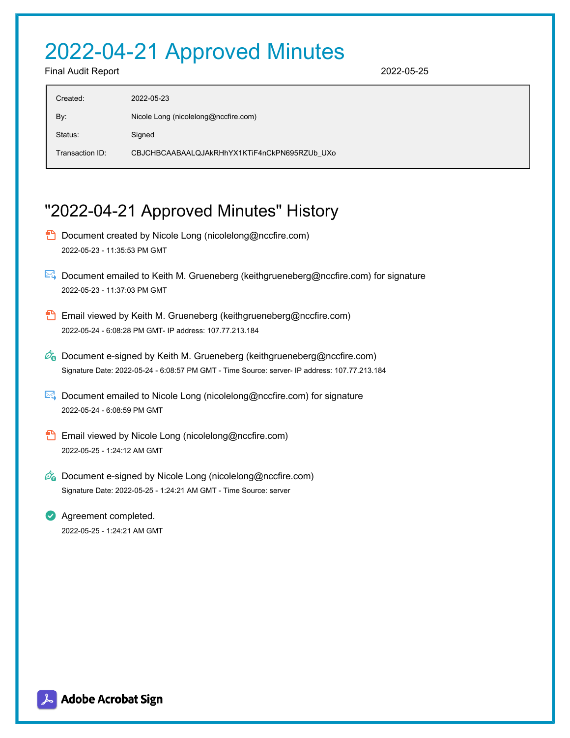# 2022-04-21 Approved Minutes

Final Audit Report 2022-05-25

| | |
|---|---|
| Created: | 2022-05-23 |
| By: | Nicole Long (nicolelong@nccfire.com) |
| Status: | Signed |
| Transaction ID: | CBJCHBCAABAALQJAkRHhYX1KTiF4nCkPN695RZUb_UXo |

## "2022-04-21 Approved Minutes" History

- Document created by Nicole Long (nicolelong@nccfire.com)
  2022-05-23 - 11:35:53 PM GMT

- Document emailed to Keith M. Grueneberg (keithgrueneberg@nccfire.com) for signature
  2022-05-23 - 11:37:03 PM GMT

- Email viewed by Keith M. Grueneberg (keithgrueneberg@nccfire.com)
  2022-05-24 - 6:08:28 PM GMT- IP address: 107.77.213.184

- Document e-signed by Keith M. Grueneberg (keithgrueneberg@nccfire.com)
  Signature Date: 2022-05-24 - 6:08:57 PM GMT - Time Source: server- IP address: 107.77.213.184

- Document emailed to Nicole Long (nicolelong@nccfire.com) for signature
  2022-05-24 - 6:08:59 PM GMT

- Email viewed by Nicole Long (nicolelong@nccfire.com)
  2022-05-25 - 1:24:12 AM GMT

- Document e-signed by Nicole Long (nicolelong@nccfire.com)
  Signature Date: 2022-05-25 - 1:24:21 AM GMT - Time Source: server

- Agreement completed.
  2022-05-25 - 1:24:21 AM GMT

Adobe Acrobat Sign